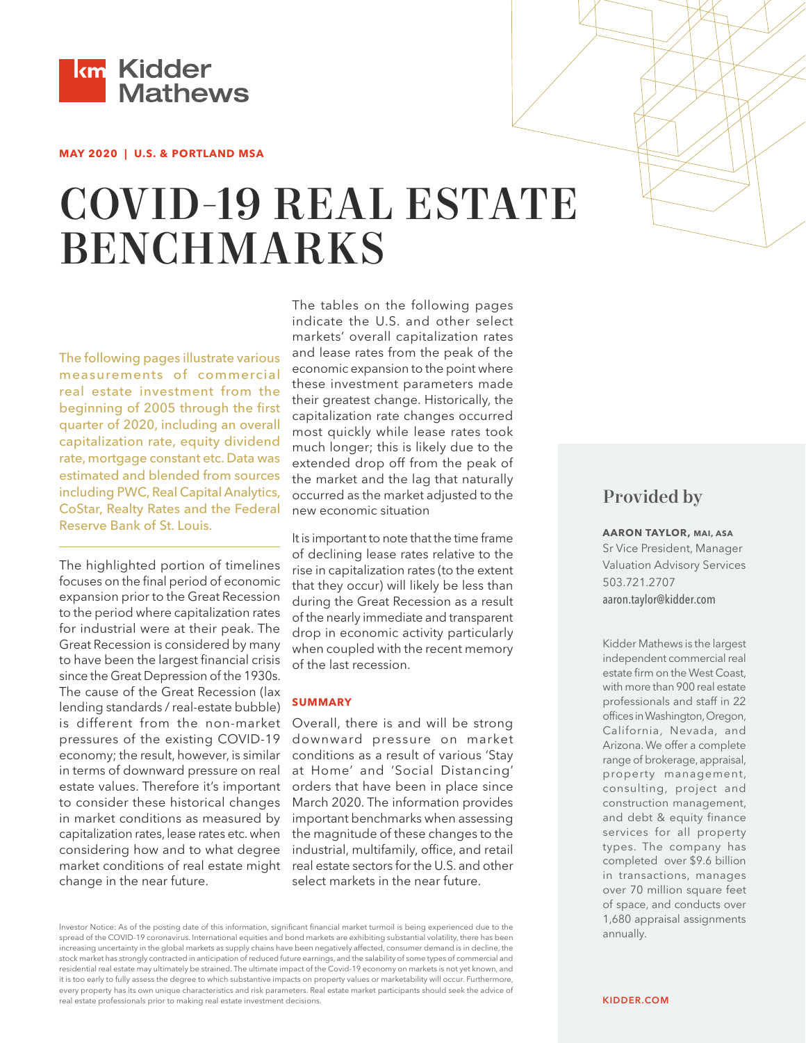Kidder Mathews

**MAY 2020 | U.S. & PORTLAND MSA**

# COVID-19 REAL ESTATE BENCHMARKS

The following pages illustrate various measurements of commercial real estate investment from the beginning of 2005 through the first quarter of 2020, including an overall capitalization rate, equity dividend rate, mortgage constant etc. Data was estimated and blended from sources including PWC, Real Capital Analytics, CoStar, Realty Rates and the Federal Reserve Bank of St. Louis.

The highlighted portion of timelines focuses on the final period of economic expansion prior to the Great Recession to the period where capitalization rates for industrial were at their peak. The Great Recession is considered by many to have been the largest financial crisis since the Great Depression of the 1930s. The cause of the Great Recession (lax lending standards / real-estate bubble) is different from the non-market pressures of the existing COVID-19 economy; the result, however, is similar in terms of downward pressure on real estate values. Therefore it's important to consider these historical changes in market conditions as measured by capitalization rates, lease rates etc. when considering how and to what degree market conditions of real estate might change in the near future.

The tables on the following pages indicate the U.S. and other select markets' overall capitalization rates and lease rates from the peak of the economic expansion to the point where these investment parameters made their greatest change. Historically, the capitalization rate changes occurred most quickly while lease rates took much longer; this is likely due to the extended drop off from the peak of the market and the lag that naturally occurred as the market adjusted to the new economic situation

It is important to note that the time frame of declining lease rates relative to the rise in capitalization rates (to the extent that they occur) will likely be less than during the Great Recession as a result of the nearly immediate and transparent drop in economic activity particularly when coupled with the recent memory of the last recession.

**SUMMARY**

Overall, there is and will be strong downward pressure on market conditions as a result of various 'Stay at Home' and 'Social Distancing' orders that have been in place since March 2020. The information provides important benchmarks when assessing the magnitude of these changes to the industrial, multifamily, office, and retail real estate sectors for the U.S. and other select markets in the near future.

Investor Notice: As of the posting date of this information, significant financial market turmoil is being experienced due to the spread of the COVID-19 coronavirus. International equities and bond markets are exhibiting substantial volatility, there has been increasing uncertainty in the global markets as supply chains have been negatively affected, consumer demand is in decline, the stock market has strongly contracted in anticipation of reduced future earnings, and the salability of some types of commercial and residential real estate may ultimately be strained. The ultimate impact of the Covid-19 economy on markets is not yet known, and it is too early to fully assess the degree to which substantive impacts on property values or marketability will occur. Furthermore, every property has its own unique characteristics and risk parameters. Real estate market participants should seek the advice of real estate professionals prior to making real estate investment decisions.

## Provided by

**AARON TAYLOR, MAI, ASA**
Sr Vice President, Manager
Valuation Advisory Services
503.721.2707
aaron.taylor@kidder.com

Kidder Mathews is the largest independent commercial real estate firm on the West Coast, with more than 900 real estate professionals and staff in 22 offices in Washington, Oregon, California, Nevada, and Arizona. We offer a complete range of brokerage, appraisal, property management, consulting, project and construction management, and debt & equity finance services for all property types. The company has completed over $9.6 billion in transactions, manages over 70 million square feet of space, and conducts over 1,680 appraisal assignments annually.

**KIDDER.COM**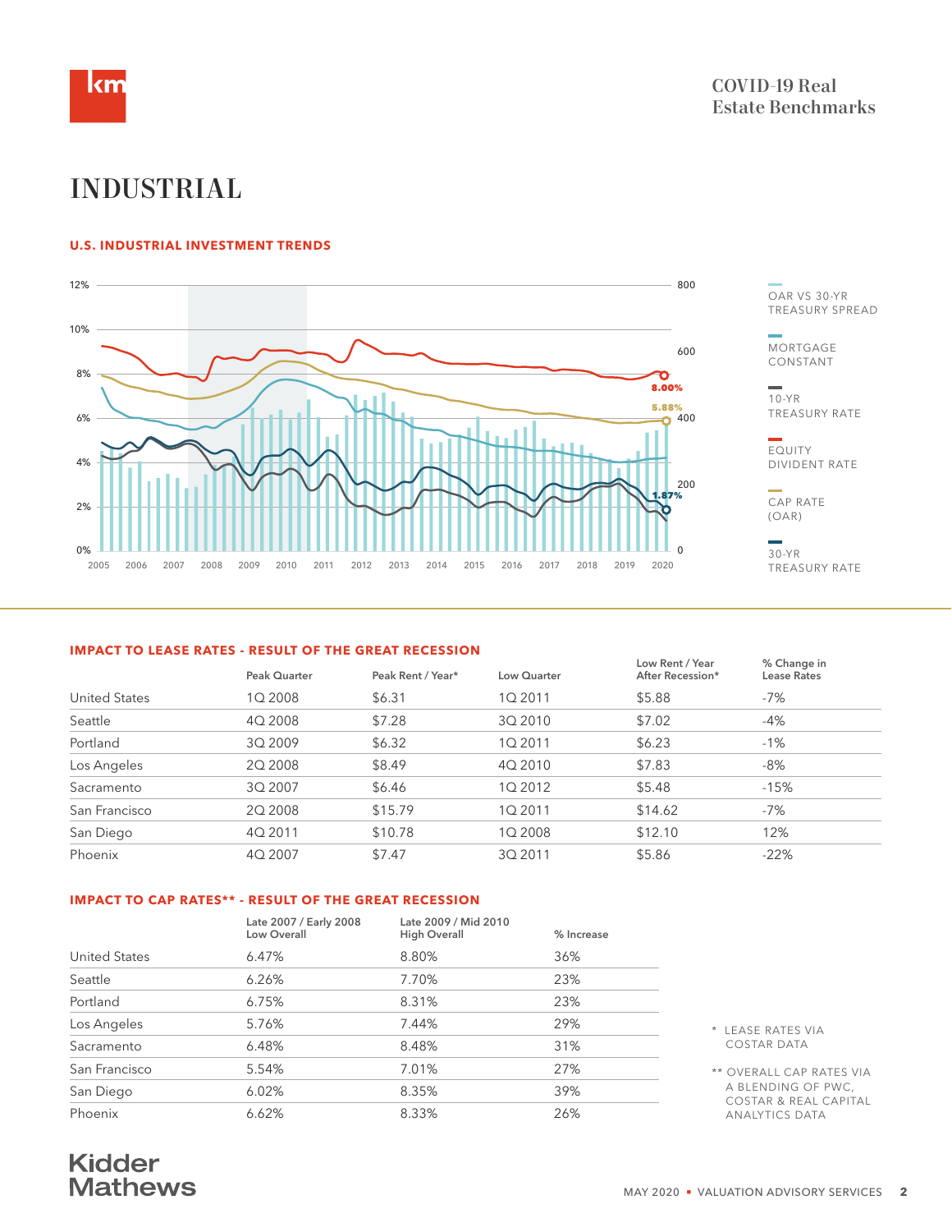# INDUSTRIAL

## U.S. INDUSTRIAL INVESTMENT TRENDS

12% 10% 8% 6% 4% 2% 0%

800 600 400 200 0

2005 2006 2007 2008 2009 2010 2011 2012 2013 2014 2015 2016 2017 2018 2019 2020

8.00%
5.88%
1.87%

OAR VS 30-YR TREASURY SPREAD

MORTGAGE CONSTANT

10-YR TREASURY RATE

EQUITY DIVIDENT RATE

CAP RATE (OAR)

30-YR TREASURY RATE

## IMPACT TO LEASE RATES - RESULT OF THE GREAT RECESSION

| | Peak Quarter | Peak Rent / Year* | Low Quarter | Low Rent / Year After Recession* | % Change in Lease Rates |
|---|---|---|---|---|---|
| United States | 1Q 2008 | $6.31 | 1Q 2011 | $5.88 | -7% |
| Seattle | 4Q 2008 | $7.28 | 3Q 2010 | $7.02 | -4% |
| Portland | 3Q 2009 | $6.32 | 1Q 2011 | $6.23 | -1% |
| Los Angeles | 2Q 2008 | $8.49 | 4Q 2010 | $7.83 | -8% |
| Sacramento | 3Q 2007 | $6.46 | 1Q 2012 | $5.48 | -15% |
| San Francisco | 2Q 2008 | $15.79 | 1Q 2011 | $14.62 | -7% |
| San Diego | 4Q 2011 | $10.78 | 1Q 2008 | $12.10 | 12% |
| Phoenix | 4Q 2007 | $7.47 | 3Q 2011 | $5.86 | -22% |

## IMPACT TO CAP RATES** - RESULT OF THE GREAT RECESSION

| | Late 2007 / Early 2008 Low Overall | Late 2009 / Mid 2010 High Overall | % Increase |
|---|---|---|---|
| United States | 6.47% | 8.80% | 36% |
| Seattle | 6.26% | 7.70% | 23% |
| Portland | 6.75% | 8.31% | 23% |
| Los Angeles | 5.76% | 7.44% | 29% |
| Sacramento | 6.48% | 8.48% | 31% |
| San Francisco | 5.54% | 7.01% | 27% |
| San Diego | 6.02% | 8.35% | 39% |
| Phoenix | 6.62% | 8.33% | 26% |

* LEASE RATES VIA COSTAR DATA

** OVERALL CAP RATES VIA A BLENDING OF PWC, COSTAR & REAL CAPITAL ANALYTICS DATA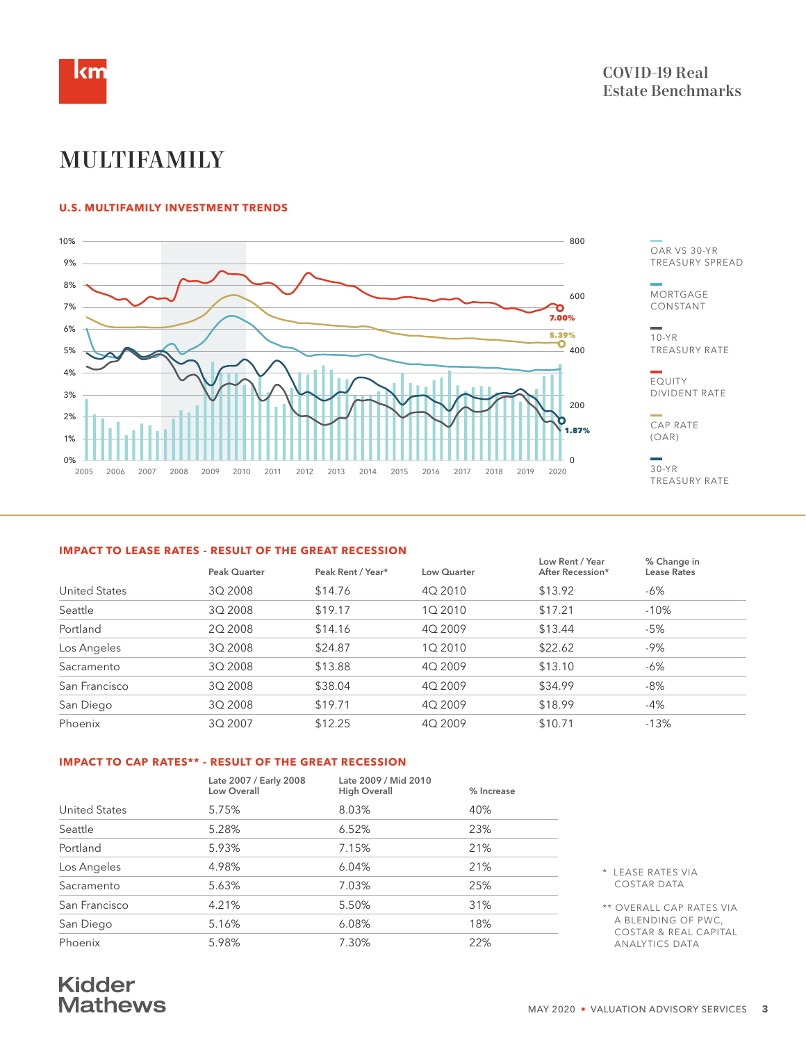# MULTIFAMILY

### U.S. MULTIFAMILY INVESTMENT TRENDS

OAR VS 30-YR TREASURY SPREAD

MORTGAGE CONSTANT

10-YR TREASURY RATE

EQUITY DIVIDENT RATE

CAP RATE (OAR)

30-YR TREASURY RATE

7.00%

5.39%

1.87%

### IMPACT TO LEASE RATES - RESULT OF THE GREAT RECESSION

| | Peak Quarter | Peak Rent / Year* | Low Quarter | Low Rent / Year After Recession* | % Change in Lease Rates |
|---|---|---|---|---|---|
| United States | 3Q 2008 | $14.76 | 4Q 2010 | $13.92 | -6% |
| Seattle | 3Q 2008 | $19.17 | 1Q 2010 | $17.21 | -10% |
| Portland | 2Q 2008 | $14.16 | 4Q 2009 | $13.44 | -5% |
| Los Angeles | 3Q 2008 | $24.87 | 1Q 2010 | $22.62 | -9% |
| Sacramento | 3Q 2008 | $13.88 | 4Q 2009 | $13.10 | -6% |
| San Francisco | 3Q 2008 | $38.04 | 4Q 2009 | $34.99 | -8% |
| San Diego | 3Q 2008 | $19.71 | 4Q 2009 | $18.99 | -4% |
| Phoenix | 3Q 2007 | $12.25 | 4Q 2009 | $10.71 | -13% |

### IMPACT TO CAP RATES** - RESULT OF THE GREAT RECESSION

| | Late 2007 / Early 2008 Low Overall | Late 2009 / Mid 2010 High Overall | % Increase |
|---|---|---|---|
| United States | 5.75% | 8.03% | 40% |
| Seattle | 5.28% | 6.52% | 23% |
| Portland | 5.93% | 7.15% | 21% |
| Los Angeles | 4.98% | 6.04% | 21% |
| Sacramento | 5.63% | 7.03% | 25% |
| San Francisco | 4.21% | 5.50% | 31% |
| San Diego | 5.16% | 6.08% | 18% |
| Phoenix | 5.98% | 7.30% | 22% |

\* LEASE RATES VIA COSTAR DATA

** OVERALL CAP RATES VIA A BLENDING OF PWC, COSTAR & REAL CAPITAL ANALYTICS DATA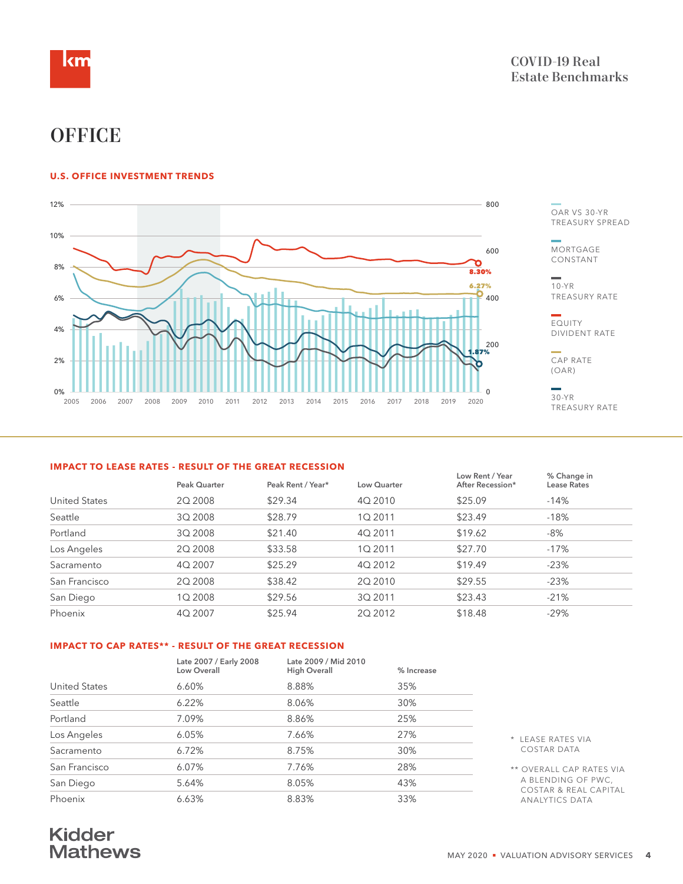# OFFICE

## U.S. OFFICE INVESTMENT TRENDS

OAR VS 30-YR TREASURY SPREAD

MORTGAGE CONSTANT

10-YR TREASURY RATE

EQUITY DIVIDENT RATE

CAP RATE (OAR)

30-YR TREASURY RATE

## IMPACT TO LEASE RATES - RESULT OF THE GREAT RECESSION

| | Peak Quarter | Peak Rent / Year* | Low Quarter | Low Rent / Year After Recession* | % Change in Lease Rates |
|---|---|---|---|---|---|
| United States | 2Q 2008 | $29.34 | 4Q 2010 | $25.09 | -14% |
| Seattle | 3Q 2008 | $28.79 | 1Q 2011 | $23.49 | -18% |
| Portland | 3Q 2008 | $21.40 | 4Q 2011 | $19.62 | -8% |
| Los Angeles | 2Q 2008 | $33.58 | 1Q 2011 | $27.70 | -17% |
| Sacramento | 4Q 2007 | $25.29 | 4Q 2012 | $19.49 | -23% |
| San Francisco | 2Q 2008 | $38.42 | 2Q 2010 | $29.55 | -23% |
| San Diego | 1Q 2008 | $29.56 | 3Q 2011 | $23.43 | -21% |
| Phoenix | 4Q 2007 | $25.94 | 2Q 2012 | $18.48 | -29% |

## IMPACT TO CAP RATES** - RESULT OF THE GREAT RECESSION

| | Late 2007 / Early 2008 Low Overall | Late 2009 / Mid 2010 High Overall | % Increase |
|---|---|---|---|
| United States | 6.60% | 8.88% | 35% |
| Seattle | 6.22% | 8.06% | 30% |
| Portland | 7.09% | 8.86% | 25% |
| Los Angeles | 6.05% | 7.66% | 27% |
| Sacramento | 6.72% | 8.75% | 30% |
| San Francisco | 6.07% | 7.76% | 28% |
| San Diego | 5.64% | 8.05% | 43% |
| Phoenix | 6.63% | 8.83% | 33% |

\* LEASE RATES VIA COSTAR DATA

** OVERALL CAP RATES VIA A BLENDING OF PWC, COSTAR & REAL CAPITAL ANALYTICS DATA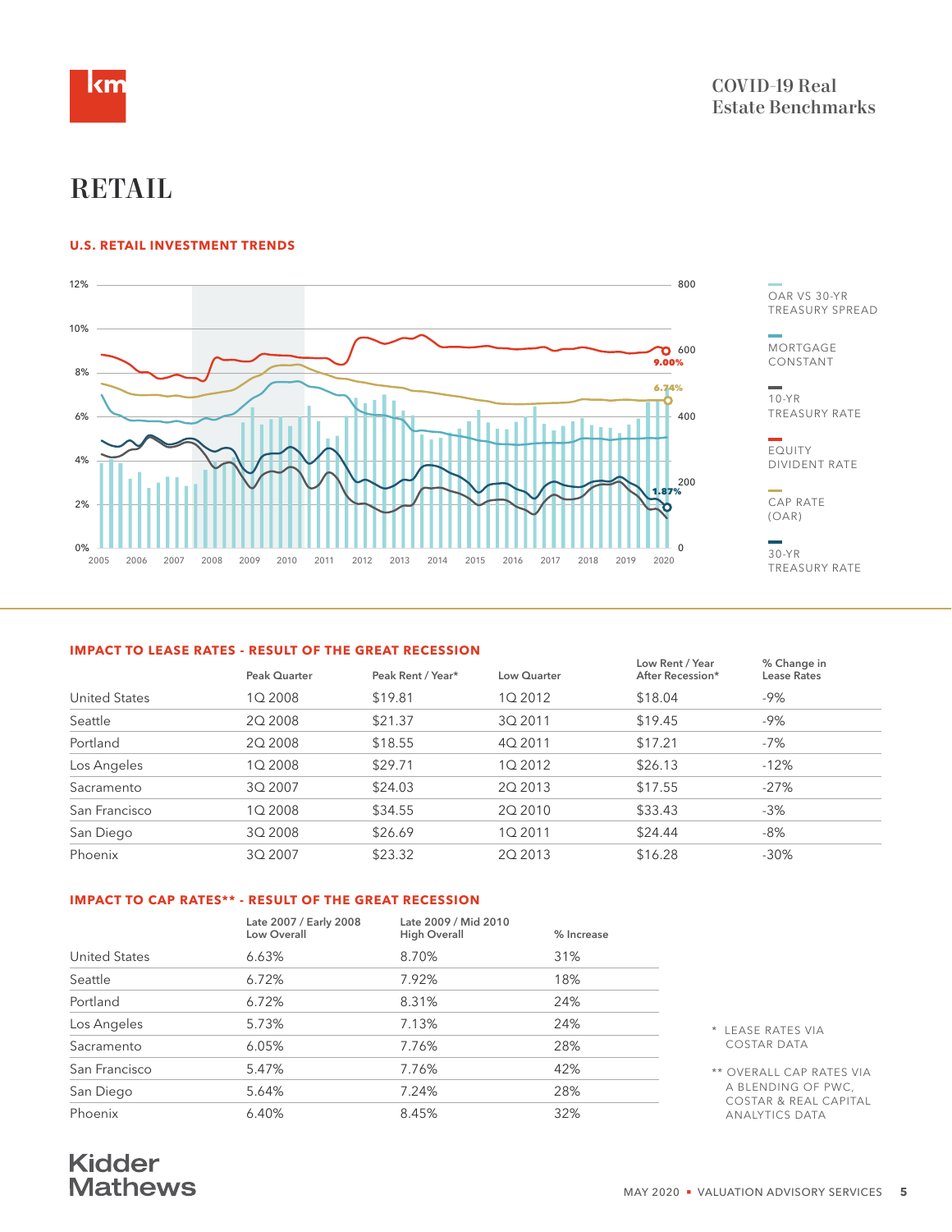# RETAIL

## U.S. RETAIL INVESTMENT TRENDS

12%
10%
8%
6%
4%
2%
0%

800
600
400
200
0

2005 2006 2007 2008 2009 2010 2011 2012 2013 2014 2015 2016 2017 2018 2019 2020

9.00%
6.74%
1.87%

OAR VS 30-YR TREASURY SPREAD

MORTGAGE CONSTANT

10-YR TREASURY RATE

EQUITY DIVIDENT RATE

CAP RATE (OAR)

30-YR TREASURY RATE

## IMPACT TO LEASE RATES - RESULT OF THE GREAT RECESSION

| | Peak Quarter | Peak Rent / Year* | Low Quarter | Low Rent / Year After Recession* | % Change in Lease Rates |
|---|---|---|---|---|---|
| United States | 1Q 2008 | $19.81 | 1Q 2012 | $18.04 | -9% |
| Seattle | 2Q 2008 | $21.37 | 3Q 2011 | $19.45 | -9% |
| Portland | 2Q 2008 | $18.55 | 4Q 2011 | $17.21 | -7% |
| Los Angeles | 1Q 2008 | $29.71 | 1Q 2012 | $26.13 | -12% |
| Sacramento | 3Q 2007 | $24.03 | 2Q 2013 | $17.55 | -27% |
| San Francisco | 1Q 2008 | $34.55 | 2Q 2010 | $33.43 | -3% |
| San Diego | 3Q 2008 | $26.69 | 1Q 2011 | $24.44 | -8% |
| Phoenix | 3Q 2007 | $23.32 | 2Q 2013 | $16.28 | -30% |

## IMPACT TO CAP RATES** - RESULT OF THE GREAT RECESSION

| | Late 2007 / Early 2008 Low Overall | Late 2009 / Mid 2010 High Overall | % Increase |
|---|---|---|---|
| United States | 6.63% | 8.70% | 31% |
| Seattle | 6.72% | 7.92% | 18% |
| Portland | 6.72% | 8.31% | 24% |
| Los Angeles | 5.73% | 7.13% | 24% |
| Sacramento | 6.05% | 7.76% | 28% |
| San Francisco | 5.47% | 7.76% | 42% |
| San Diego | 5.64% | 7.24% | 28% |
| Phoenix | 6.40% | 8.45% | 32% |

* LEASE RATES VIA COSTAR DATA

** OVERALL CAP RATES VIA A BLENDING OF PWC, COSTAR & REAL CAPITAL ANALYTICS DATA